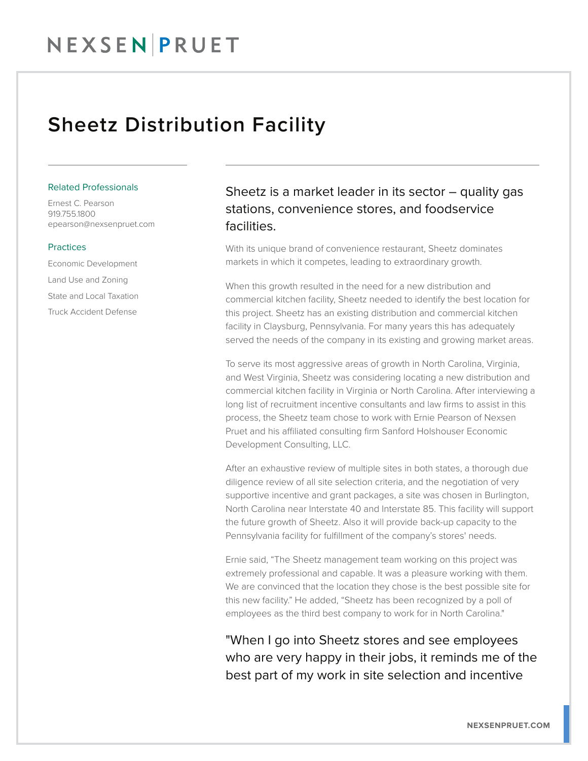# Sheetz Distribution Facility

### Related Professionals

Ernest C. Pearson
919.755.1800
epearson@nexsenpruet.com

### Practices

Economic Development

Land Use and Zoning

State and Local Taxation

Truck Accident Defense

## Sheetz is a market leader in its sector – quality gas stations, convenience stores, and foodservice facilities.

With its unique brand of convenience restaurant, Sheetz dominates markets in which it competes, leading to extraordinary growth.

When this growth resulted in the need for a new distribution and commercial kitchen facility, Sheetz needed to identify the best location for this project. Sheetz has an existing distribution and commercial kitchen facility in Claysburg, Pennsylvania. For many years this has adequately served the needs of the company in its existing and growing market areas.

To serve its most aggressive areas of growth in North Carolina, Virginia, and West Virginia, Sheetz was considering locating a new distribution and commercial kitchen facility in Virginia or North Carolina. After interviewing a long list of recruitment incentive consultants and law firms to assist in this process, the Sheetz team chose to work with Ernie Pearson of Nexsen Pruet and his affiliated consulting firm Sanford Holshouser Economic Development Consulting, LLC.

After an exhaustive review of multiple sites in both states, a thorough due diligence review of all site selection criteria, and the negotiation of very supportive incentive and grant packages, a site was chosen in Burlington, North Carolina near Interstate 40 and Interstate 85. This facility will support the future growth of Sheetz. Also it will provide back-up capacity to the Pennsylvania facility for fulfillment of the company's stores' needs.

Ernie said, "The Sheetz management team working on this project was extremely professional and capable. It was a pleasure working with them. We are convinced that the location they chose is the best possible site for this new facility." He added, "Sheetz has been recognized by a poll of employees as the third best company to work for in North Carolina."

## "When I go into Sheetz stores and see employees who are very happy in their jobs, it reminds me of the best part of my work in site selection and incentive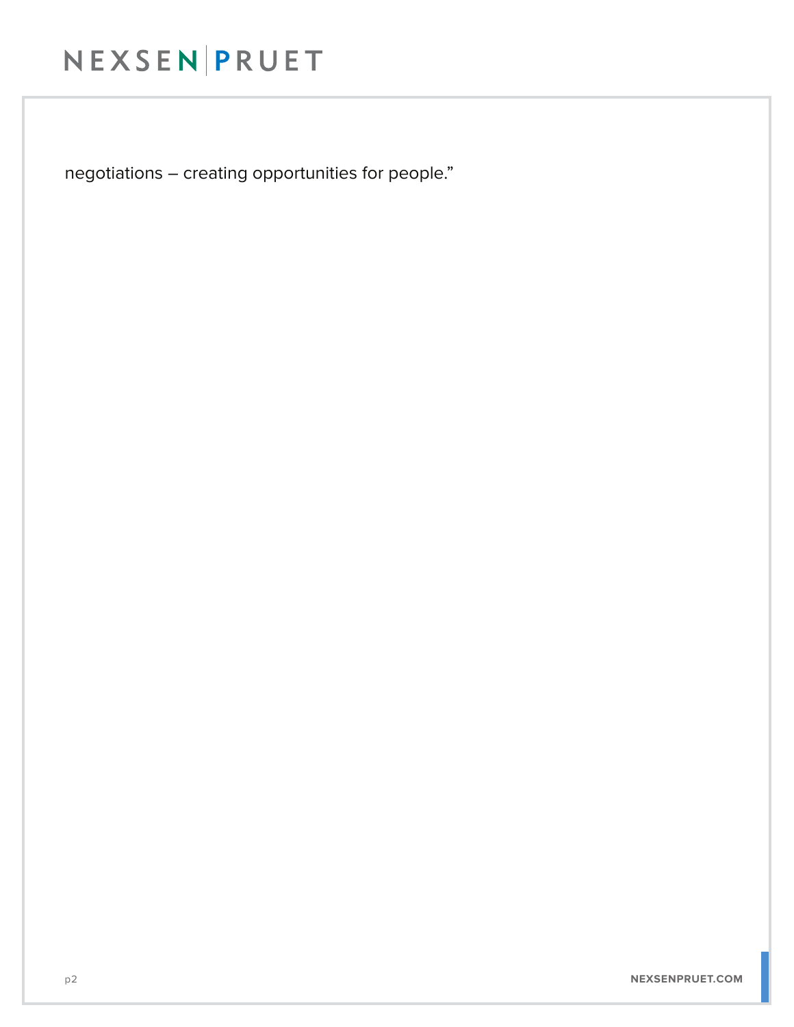negotiations – creating opportunities for people."